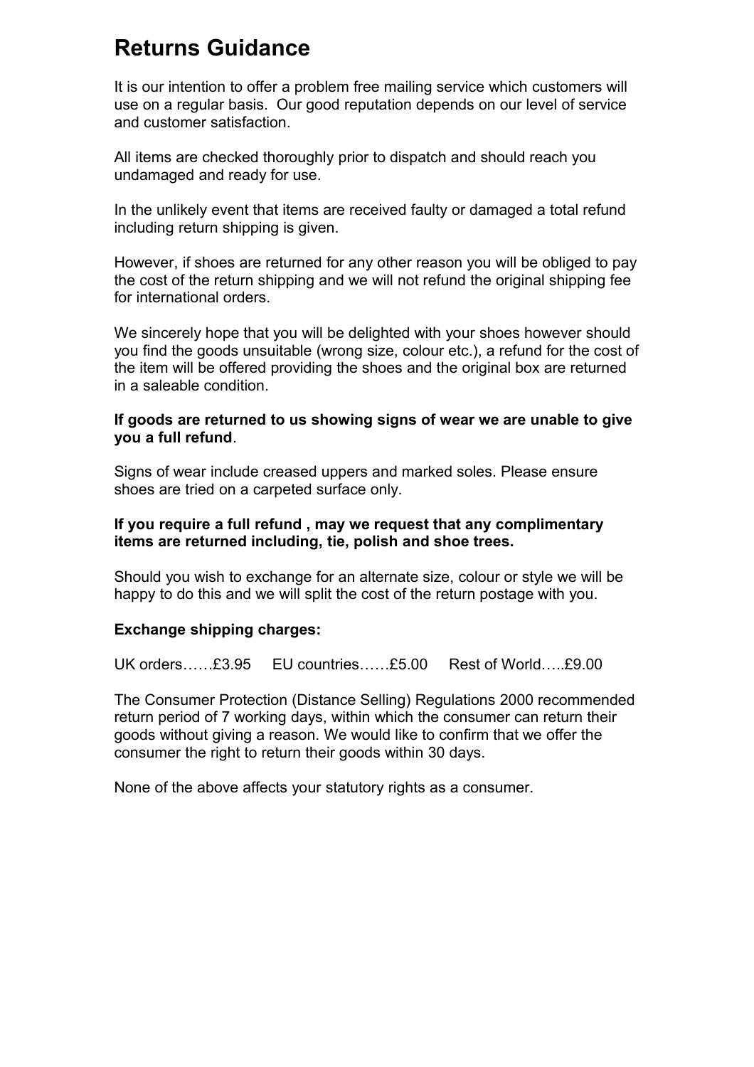# Returns Guidance

It is our intention to offer a problem free mailing service which customers will use on a regular basis. Our good reputation depends on our level of service and customer satisfaction.

All items are checked thoroughly prior to dispatch and should reach you undamaged and ready for use.

In the unlikely event that items are received faulty or damaged a total refund including return shipping is given.

However, if shoes are returned for any other reason you will be obliged to pay the cost of the return shipping and we will not refund the original shipping fee for international orders.

We sincerely hope that you will be delighted with your shoes however should you find the goods unsuitable (wrong size, colour etc.), a refund for the cost of the item will be offered providing the shoes and the original box are returned in a saleable condition.

**If goods are returned to us showing signs of wear we are unable to give you a full refund**.

Signs of wear include creased uppers and marked soles. Please ensure shoes are tried on a carpeted surface only.

**If you require a full refund , may we request that any complimentary items are returned including, tie, polish and shoe trees.**

Should you wish to exchange for an alternate size, colour or style we will be happy to do this and we will split the cost of the return postage with you.

**Exchange shipping charges:**

UK orders……£3.95 EU countries……£5.00 Rest of World…..£9.00

The Consumer Protection (Distance Selling) Regulations 2000 recommended return period of 7 working days, within which the consumer can return their goods without giving a reason. We would like to confirm that we offer the consumer the right to return their goods within 30 days.

None of the above affects your statutory rights as a consumer.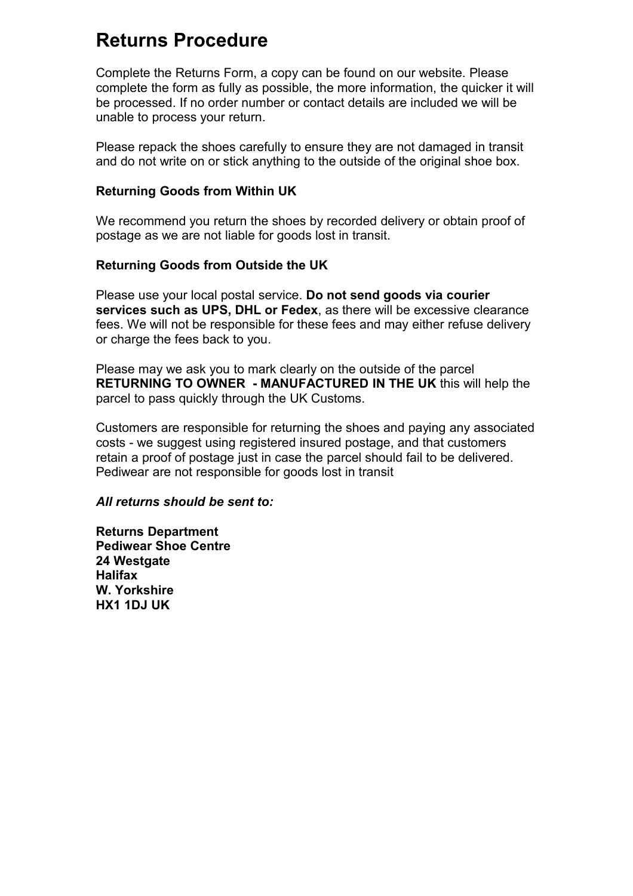# Returns Procedure

Complete the Returns Form, a copy can be found on our website. Please complete the form as fully as possible, the more information, the quicker it will be processed. If no order number or contact details are included we will be unable to process your return.

Please repack the shoes carefully to ensure they are not damaged in transit and do not write on or stick anything to the outside of the original shoe box.

### Returning Goods from Within UK

We recommend you return the shoes by recorded delivery or obtain proof of postage as we are not liable for goods lost in transit.

### Returning Goods from Outside the UK

Please use your local postal service. **Do not send goods via courier services such as UPS, DHL or Fedex**, as there will be excessive clearance fees. We will not be responsible for these fees and may either refuse delivery or charge the fees back to you.

Please may we ask you to mark clearly on the outside of the parcel **RETURNING TO OWNER - MANUFACTURED IN THE UK** this will help the parcel to pass quickly through the UK Customs.

Customers are responsible for returning the shoes and paying any associated costs - we suggest using registered insured postage, and that customers retain a proof of postage just in case the parcel should fail to be delivered. Pediwear are not responsible for goods lost in transit

***All returns should be sent to:***

**Returns Department**
**Pediwear Shoe Centre**
**24 Westgate**
**Halifax**
**W. Yorkshire**
**HX1 1DJ UK**